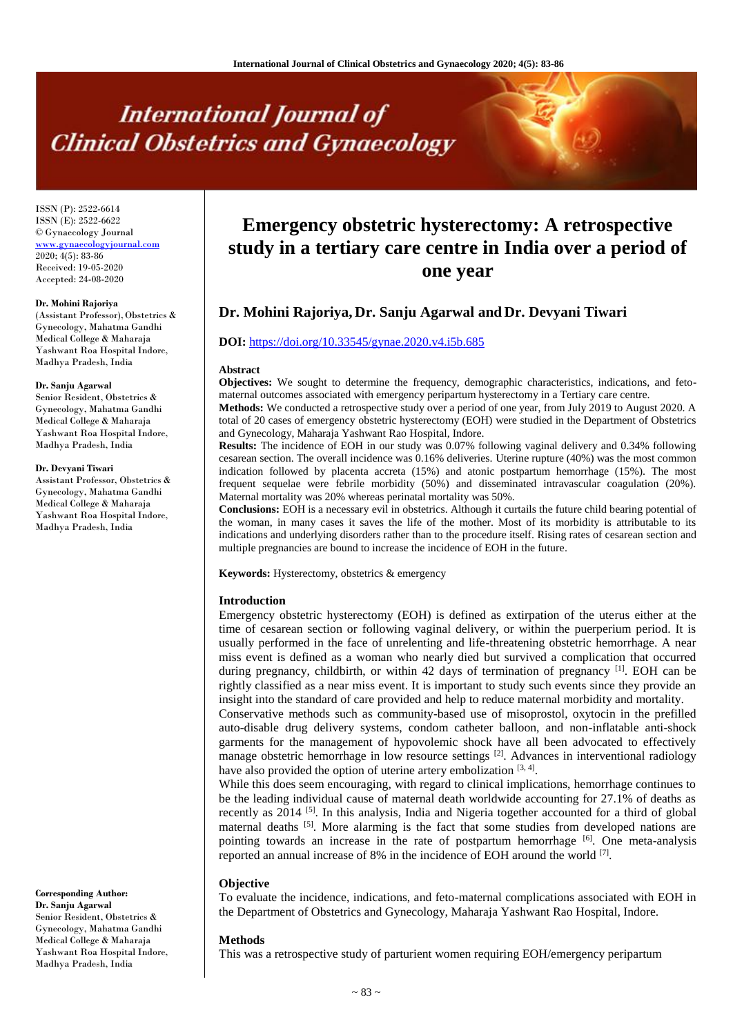# International Journal of Clinical Obstetrics and Gynaecology

ISSN (P): 2522-6614
ISSN (E): 2522-6622
© Gynaecology Journal
www.gynaecologyjournal.com
2020; 4(5): 83-86
Received: 19-05-2020
Accepted: 24-08-2020

**Dr. Mohini Rajoriya**
(Assistant Professor), Obstetrics & Gynecology, Mahatma Gandhi Medical College & Maharaja Yashwant Roa Hospital Indore, Madhya Pradesh, India

**Dr. Sanju Agarwal**
Senior Resident, Obstetrics & Gynecology, Mahatma Gandhi Medical College & Maharaja Yashwant Roa Hospital Indore, Madhya Pradesh, India

**Dr. Devyani Tiwari**
Assistant Professor, Obstetrics & Gynecology, Mahatma Gandhi Medical College & Maharaja Yashwant Roa Hospital Indore, Madhya Pradesh, India

**Corresponding Author:**
**Dr. Sanju Agarwal**
Senior Resident, Obstetrics & Gynecology, Mahatma Gandhi Medical College & Maharaja Yashwant Roa Hospital Indore, Madhya Pradesh, India

# Emergency obstetric hysterectomy: A retrospective study in a tertiary care centre in India over a period of one year

## Dr. Mohini Rajoriya, Dr. Sanju Agarwal and Dr. Devyani Tiwari

**DOI:** https://doi.org/10.33545/gynae.2020.v4.i5b.685

### Abstract

**Objectives:** We sought to determine the frequency, demographic characteristics, indications, and feto-maternal outcomes associated with emergency peripartum hysterectomy in a Tertiary care centre.

**Methods:** We conducted a retrospective study over a period of one year, from July 2019 to August 2020. A total of 20 cases of emergency obstetric hysterectomy (EOH) were studied in the Department of Obstetrics and Gynecology, Maharaja Yashwant Rao Hospital, Indore.

**Results:** The incidence of EOH in our study was 0.07% following vaginal delivery and 0.34% following cesarean section. The overall incidence was 0.16% deliveries. Uterine rupture (40%) was the most common indication followed by placenta accreta (15%) and atonic postpartum hemorrhage (15%). The most frequent sequelae were febrile morbidity (50%) and disseminated intravascular coagulation (20%). Maternal mortality was 20% whereas perinatal mortality was 50%.

**Conclusions:** EOH is a necessary evil in obstetrics. Although it curtails the future child bearing potential of the woman, in many cases it saves the life of the mother. Most of its morbidity is attributable to its indications and underlying disorders rather than to the procedure itself. Rising rates of cesarean section and multiple pregnancies are bound to increase the incidence of EOH in the future.

**Keywords:** Hysterectomy, obstetrics & emergency

### Introduction

Emergency obstetric hysterectomy (EOH) is defined as extirpation of the uterus either at the time of cesarean section or following vaginal delivery, or within the puerperium period. It is usually performed in the face of unrelenting and life-threatening obstetric hemorrhage. A near miss event is defined as a woman who nearly died but survived a complication that occurred during pregnancy, childbirth, or within 42 days of termination of pregnancy [1]. EOH can be rightly classified as a near miss event. It is important to study such events since they provide an insight into the standard of care provided and help to reduce maternal morbidity and mortality.

Conservative methods such as community-based use of misoprostol, oxytocin in the prefilled auto-disable drug delivery systems, condom catheter balloon, and non-inflatable anti-shock garments for the management of hypovolemic shock have all been advocated to effectively manage obstetric hemorrhage in low resource settings [2]. Advances in interventional radiology have also provided the option of uterine artery embolization [3, 4].

While this does seem encouraging, with regard to clinical implications, hemorrhage continues to be the leading individual cause of maternal death worldwide accounting for 27.1% of deaths as recently as 2014 [5]. In this analysis, India and Nigeria together accounted for a third of global maternal deaths [5]. More alarming is the fact that some studies from developed nations are pointing towards an increase in the rate of postpartum hemorrhage [6]. One meta-analysis reported an annual increase of 8% in the incidence of EOH around the world [7].

### Objective

To evaluate the incidence, indications, and feto-maternal complications associated with EOH in the Department of Obstetrics and Gynecology, Maharaja Yashwant Rao Hospital, Indore.

### Methods

This was a retrospective study of parturient women requiring EOH/emergency peripartum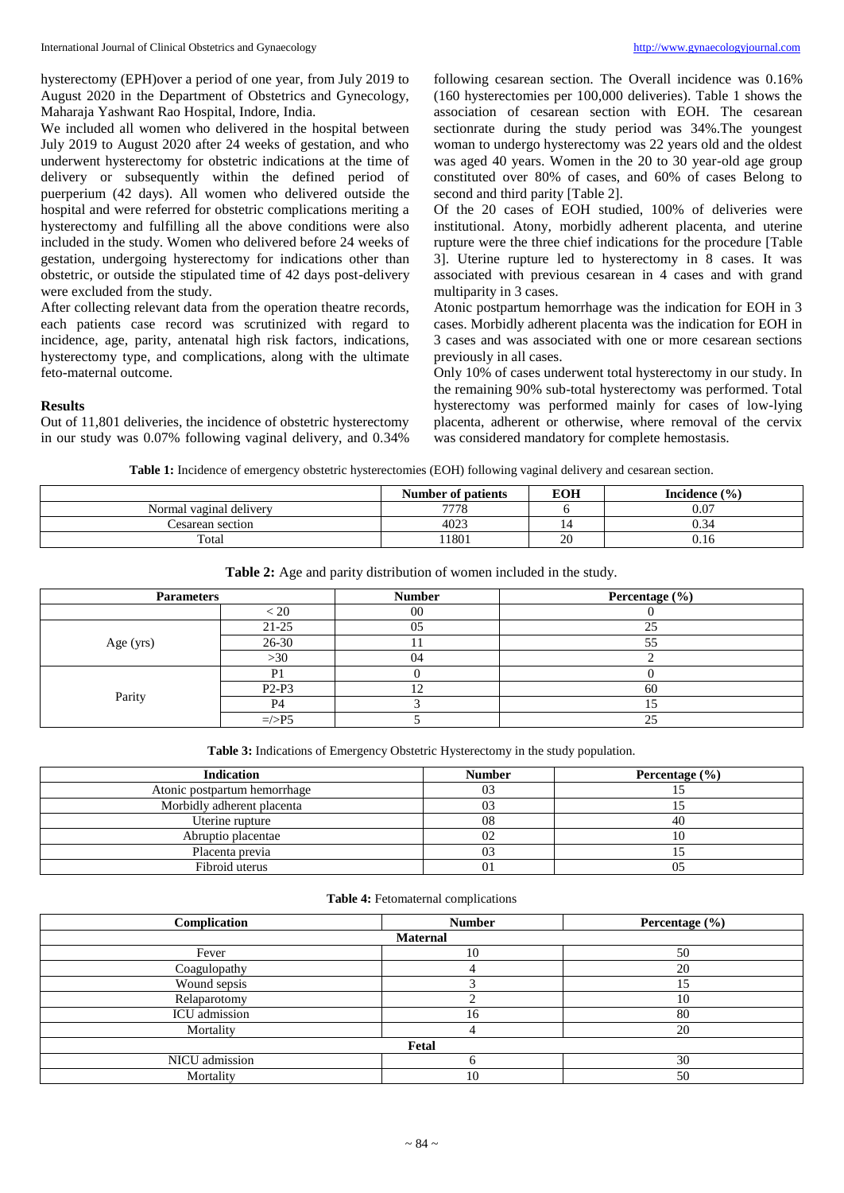hysterectomy (EPH)over a period of one year, from July 2019 to August 2020 in the Department of Obstetrics and Gynecology, Maharaja Yashwant Rao Hospital, Indore, India.

We included all women who delivered in the hospital between July 2019 to August 2020 after 24 weeks of gestation, and who underwent hysterectomy for obstetric indications at the time of delivery or subsequently within the defined period of puerperium (42 days). All women who delivered outside the hospital and were referred for obstetric complications meriting a hysterectomy and fulfilling all the above conditions were also included in the study. Women who delivered before 24 weeks of gestation, undergoing hysterectomy for indications other than obstetric, or outside the stipulated time of 42 days post-delivery were excluded from the study.

After collecting relevant data from the operation theatre records, each patients case record was scrutinized with regard to incidence, age, parity, antenatal high risk factors, indications, hysterectomy type, and complications, along with the ultimate feto-maternal outcome.

## Results

Out of 11,801 deliveries, the incidence of obstetric hysterectomy in our study was 0.07% following vaginal delivery, and 0.34% following cesarean section. The Overall incidence was 0.16% (160 hysterectomies per 100,000 deliveries). Table 1 shows the association of cesarean section with EOH. The cesarean sectionrate during the study period was 34%.The youngest woman to undergo hysterectomy was 22 years old and the oldest was aged 40 years. Women in the 20 to 30 year-old age group constituted over 80% of cases, and 60% of cases Belong to second and third parity [Table 2].

Of the 20 cases of EOH studied, 100% of deliveries were institutional. Atony, morbidly adherent placenta, and uterine rupture were the three chief indications for the procedure [Table 3]. Uterine rupture led to hysterectomy in 8 cases. It was associated with previous cesarean in 4 cases and with grand multiparity in 3 cases.

Atonic postpartum hemorrhage was the indication for EOH in 3 cases. Morbidly adherent placenta was the indication for EOH in 3 cases and was associated with one or more cesarean sections previously in all cases.

Only 10% of cases underwent total hysterectomy in our study. In the remaining 90% sub-total hysterectomy was performed. Total hysterectomy was performed mainly for cases of low-lying placenta, adherent or otherwise, where removal of the cervix was considered mandatory for complete hemostasis.

**Table 1:** Incidence of emergency obstetric hysterectomies (EOH) following vaginal delivery and cesarean section.

| | Number of patients | EOH | Incidence (%) |
|---|---|---|---|
| Normal vaginal delivery | 7778 | 6 | 0.07 |
| Cesarean section | 4023 | 14 | 0.34 |
| Total | 11801 | 20 | 0.16 |

**Table 2:** Age and parity distribution of women included in the study.

| Parameters | | Number | Percentage (%) |
|---|---|---|---|
| Age (yrs) | < 20 | 00 | 0 |
| | 21-25 | 05 | 25 |
| | 26-30 | 11 | 55 |
| | >30 | 04 | 2 |
| Parity | P1 | 0 | 0 |
| | P2-P3 | 12 | 60 |
| | P4 | 3 | 15 |
| | =/>P5 | 5 | 25 |

**Table 3:** Indications of Emergency Obstetric Hysterectomy in the study population.

| Indication | Number | Percentage (%) |
|---|---|---|
| Atonic postpartum hemorrhage | 03 | 15 |
| Morbidly adherent placenta | 03 | 15 |
| Uterine rupture | 08 | 40 |
| Abruptio placentae | 02 | 10 |
| Placenta previa | 03 | 15 |
| Fibroid uterus | 01 | 05 |

**Table 4:** Fetomaternal complications

| Complication | Number | Percentage (%) |
|---|---|---|
| **Maternal** | | |
| Fever | 10 | 50 |
| Coagulopathy | 4 | 20 |
| Wound sepsis | 3 | 15 |
| Relaparotomy | 2 | 10 |
| ICU admission | 16 | 80 |
| Mortality | 4 | 20 |
| **Fetal** | | |
| NICU admission | 6 | 30 |
| Mortality | 10 | 50 |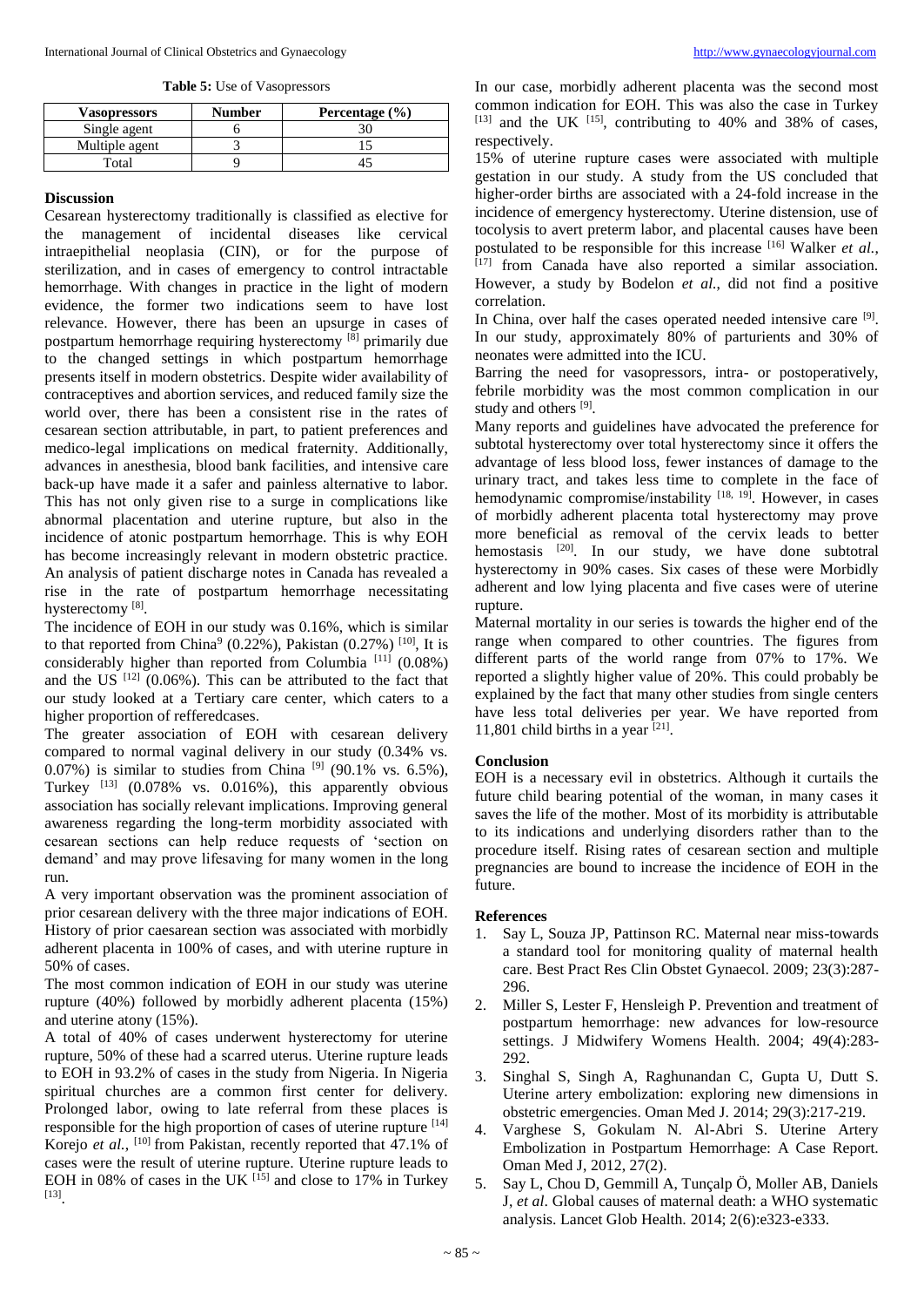**Table 5:** Use of Vasopressors

| Vasopressors | Number | Percentage (%) |
|---|---|---|
| Single agent | 6 | 30 |
| Multiple agent | 3 | 15 |
| Total | 9 | 45 |

## Discussion

Cesarean hysterectomy traditionally is classified as elective for the management of incidental diseases like cervical intraepithelial neoplasia (CIN), or for the purpose of sterilization, and in cases of emergency to control intractable hemorrhage. With changes in practice in the light of modern evidence, the former two indications seem to have lost relevance. However, there has been an upsurge in cases of postpartum hemorrhage requiring hysterectomy [8] primarily due to the changed settings in which postpartum hemorrhage presents itself in modern obstetrics. Despite wider availability of contraceptives and abortion services, and reduced family size the world over, there has been a consistent rise in the rates of cesarean section attributable, in part, to patient preferences and medico-legal implications on medical fraternity. Additionally, advances in anesthesia, blood bank facilities, and intensive care back-up have made it a safer and painless alternative to labor. This has not only given rise to a surge in complications like abnormal placentation and uterine rupture, but also in the incidence of atonic postpartum hemorrhage. This is why EOH has become increasingly relevant in modern obstetric practice. An analysis of patient discharge notes in Canada has revealed a rise in the rate of postpartum hemorrhage necessitating hysterectomy [8].

The incidence of EOH in our study was 0.16%, which is similar to that reported from China[9] (0.22%), Pakistan (0.27%) [10], It is considerably higher than reported from Columbia [11] (0.08%) and the US [12] (0.06%). This can be attributed to the fact that our study looked at a Tertiary care center, which caters to a higher proportion of refferedcases.

The greater association of EOH with cesarean delivery compared to normal vaginal delivery in our study (0.34% vs. 0.07%) is similar to studies from China [9] (90.1% vs. 6.5%), Turkey [13] (0.078% vs. 0.016%), this apparently obvious association has socially relevant implications. Improving general awareness regarding the long-term morbidity associated with cesarean sections can help reduce requests of 'section on demand' and may prove lifesaving for many women in the long run.

A very important observation was the prominent association of prior cesarean delivery with the three major indications of EOH. History of prior caesarean section was associated with morbidly adherent placenta in 100% of cases, and with uterine rupture in 50% of cases.

The most common indication of EOH in our study was uterine rupture (40%) followed by morbidly adherent placenta (15%) and uterine atony (15%).

A total of 40% of cases underwent hysterectomy for uterine rupture, 50% of these had a scarred uterus. Uterine rupture leads to EOH in 93.2% of cases in the study from Nigeria. In Nigeria spiritual churches are a common first center for delivery. Prolonged labor, owing to late referral from these places is responsible for the high proportion of cases of uterine rupture [14] Korejo *et al.*, [10] from Pakistan, recently reported that 47.1% of cases were the result of uterine rupture. Uterine rupture leads to EOH in 08% of cases in the UK [15] and close to 17% in Turkey [13].

In our case, morbidly adherent placenta was the second most common indication for EOH. This was also the case in Turkey [13] and the UK [15], contributing to 40% and 38% of cases, respectively.

15% of uterine rupture cases were associated with multiple gestation in our study. A study from the US concluded that higher-order births are associated with a 24-fold increase in the incidence of emergency hysterectomy. Uterine distension, use of tocolysis to avert preterm labor, and placental causes have been postulated to be responsible for this increase [16] Walker *et al.*, [17] from Canada have also reported a similar association. However, a study by Bodelon *et al.*, did not find a positive correlation.

In China, over half the cases operated needed intensive care [9]. In our study, approximately 80% of parturients and 30% of neonates were admitted into the ICU.

Barring the need for vasopressors, intra- or postoperatively, febrile morbidity was the most common complication in our study and others [9].

Many reports and guidelines have advocated the preference for subtotal hysterectomy over total hysterectomy since it offers the advantage of less blood loss, fewer instances of damage to the urinary tract, and takes less time to complete in the face of hemodynamic compromise/instability [18, 19]. However, in cases of morbidly adherent placenta total hysterectomy may prove more beneficial as removal of the cervix leads to better hemostasis [20]. In our study, we have done subtotral hysterectomy in 90% cases. Six cases of these were Morbidly adherent and low lying placenta and five cases were of uterine rupture.

Maternal mortality in our series is towards the higher end of the range when compared to other countries. The figures from different parts of the world range from 07% to 17%. We reported a slightly higher value of 20%. This could probably be explained by the fact that many other studies from single centers have less total deliveries per year. We have reported from 11,801 child births in a year [21].

## Conclusion

EOH is a necessary evil in obstetrics. Although it curtails the future child bearing potential of the woman, in many cases it saves the life of the mother. Most of its morbidity is attributable to its indications and underlying disorders rather than to the procedure itself. Rising rates of cesarean section and multiple pregnancies are bound to increase the incidence of EOH in the future.

## References

1. Say L, Souza JP, Pattinson RC. Maternal near miss-towards a standard tool for monitoring quality of maternal health care. Best Pract Res Clin Obstet Gynaecol. 2009; 23(3):287-296.
2. Miller S, Lester F, Hensleigh P. Prevention and treatment of postpartum hemorrhage: new advances for low-resource settings. J Midwifery Womens Health. 2004; 49(4):283-292.
3. Singhal S, Singh A, Raghunandan C, Gupta U, Dutt S. Uterine artery embolization: exploring new dimensions in obstetric emergencies. Oman Med J. 2014; 29(3):217-219.
4. Varghese S, Gokulam N. Al-Abri S. Uterine Artery Embolization in Postpartum Hemorrhage: A Case Report. Oman Med J, 2012, 27(2).
5. Say L, Chou D, Gemmill A, Tunçalp Ö, Moller AB, Daniels J, *et al*. Global causes of maternal death: a WHO systematic analysis. Lancet Glob Health. 2014; 2(6):e323-e333.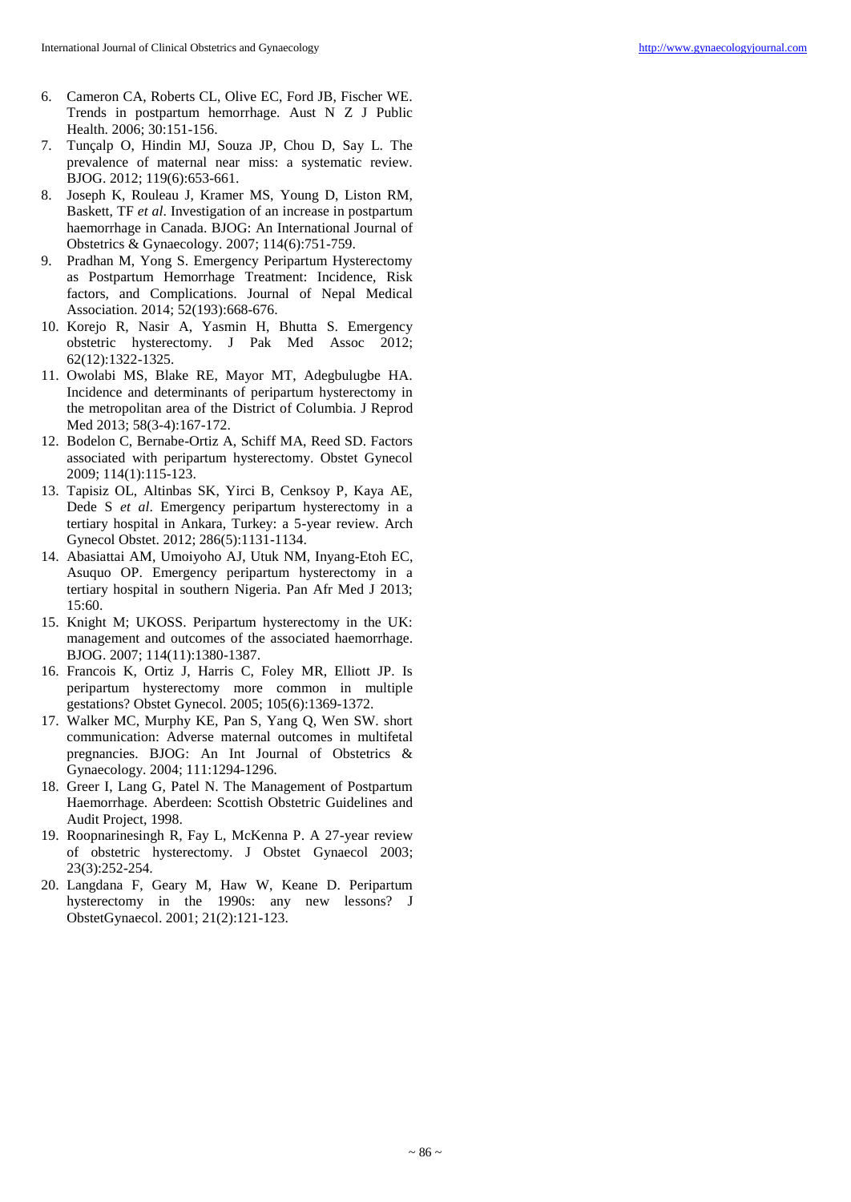6. Cameron CA, Roberts CL, Olive EC, Ford JB, Fischer WE. Trends in postpartum hemorrhage. Aust N Z J Public Health. 2006; 30:151-156.
7. Tunçalp O, Hindin MJ, Souza JP, Chou D, Say L. The prevalence of maternal near miss: a systematic review. BJOG. 2012; 119(6):653-661.
8. Joseph K, Rouleau J, Kramer MS, Young D, Liston RM, Baskett, TF *et al*. Investigation of an increase in postpartum haemorrhage in Canada. BJOG: An International Journal of Obstetrics & Gynaecology. 2007; 114(6):751-759.
9. Pradhan M, Yong S. Emergency Peripartum Hysterectomy as Postpartum Hemorrhage Treatment: Incidence, Risk factors, and Complications. Journal of Nepal Medical Association. 2014; 52(193):668-676.
10. Korejo R, Nasir A, Yasmin H, Bhutta S. Emergency obstetric hysterectomy. J Pak Med Assoc 2012; 62(12):1322-1325.
11. Owolabi MS, Blake RE, Mayor MT, Adegbulugbe HA. Incidence and determinants of peripartum hysterectomy in the metropolitan area of the District of Columbia. J Reprod Med 2013; 58(3-4):167-172.
12. Bodelon C, Bernabe-Ortiz A, Schiff MA, Reed SD. Factors associated with peripartum hysterectomy. Obstet Gynecol 2009; 114(1):115-123.
13. Tapisiz OL, Altinbas SK, Yirci B, Cenksoy P, Kaya AE, Dede S *et al*. Emergency peripartum hysterectomy in a tertiary hospital in Ankara, Turkey: a 5-year review. Arch Gynecol Obstet. 2012; 286(5):1131-1134.
14. Abasiattai AM, Umoiyoho AJ, Utuk NM, Inyang-Etoh EC, Asuquo OP. Emergency peripartum hysterectomy in a tertiary hospital in southern Nigeria. Pan Afr Med J 2013; 15:60.
15. Knight M; UKOSS. Peripartum hysterectomy in the UK: management and outcomes of the associated haemorrhage. BJOG. 2007; 114(11):1380-1387.
16. Francois K, Ortiz J, Harris C, Foley MR, Elliott JP. Is peripartum hysterectomy more common in multiple gestations? Obstet Gynecol. 2005; 105(6):1369-1372.
17. Walker MC, Murphy KE, Pan S, Yang Q, Wen SW. short communication: Adverse maternal outcomes in multifetal pregnancies. BJOG: An Int Journal of Obstetrics & Gynaecology. 2004; 111:1294-1296.
18. Greer I, Lang G, Patel N. The Management of Postpartum Haemorrhage. Aberdeen: Scottish Obstetric Guidelines and Audit Project, 1998.
19. Roopnarinesingh R, Fay L, McKenna P. A 27-year review of obstetric hysterectomy. J Obstet Gynaecol 2003; 23(3):252-254.
20. Langdana F, Geary M, Haw W, Keane D. Peripartum hysterectomy in the 1990s: any new lessons? J ObstetGynaecol. 2001; 21(2):121-123.